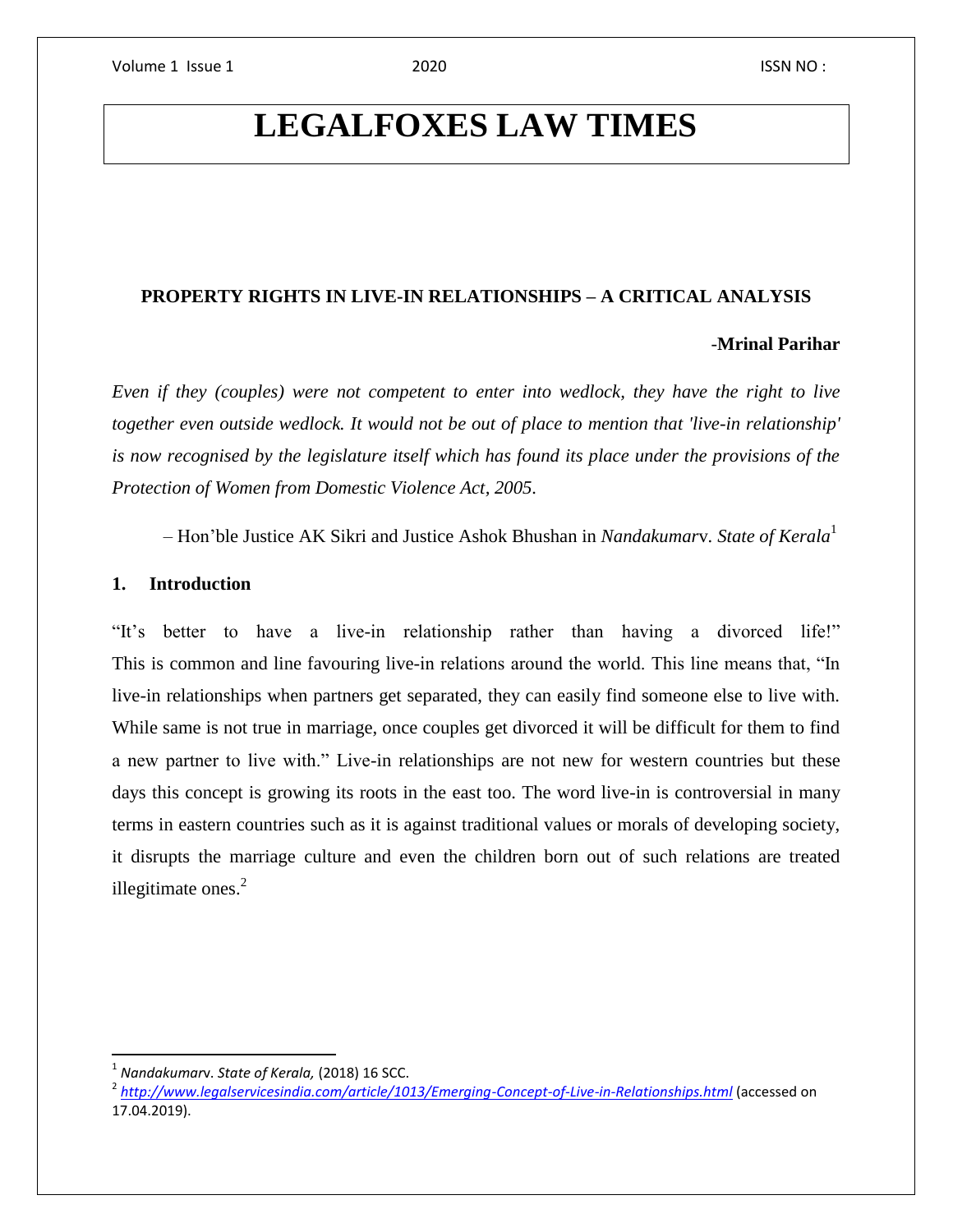# LEGALFOXES LAW TIMES

## PROPERTY RIGHTS IN LIVE-IN RELATIONSHIPS – A CRITICAL ANALYSIS

-**Mrinal Parihar**

*Even if they (couples) were not competent to enter into wedlock, they have the right to live together even outside wedlock. It would not be out of place to mention that 'live-in relationship' is now recognised by the legislature itself which has found its place under the provisions of the Protection of Women from Domestic Violence Act, 2005.*

– Hon'ble Justice AK Sikri and Justice Ashok Bhushan in *Nandakumar*v. *State of Kerala*[1]

### 1. Introduction

"It's better to have a live-in relationship rather than having a divorced life!" This is common and line favouring live-in relations around the world. This line means that, "In live-in relationships when partners get separated, they can easily find someone else to live with. While same is not true in marriage, once couples get divorced it will be difficult for them to find a new partner to live with." Live-in relationships are not new for western countries but these days this concept is growing its roots in the east too. The word live-in is controversial in many terms in eastern countries such as it is against traditional values or morals of developing society, it disrupts the marriage culture and even the children born out of such relations are treated illegitimate ones.[2]

---

[1] *Nandakumar*v. *State of Kerala,* (2018) 16 SCC.

[2] *http://www.legalservicesindia.com/article/1013/Emerging-Concept-of-Live-in-Relationships.html* (accessed on 17.04.2019).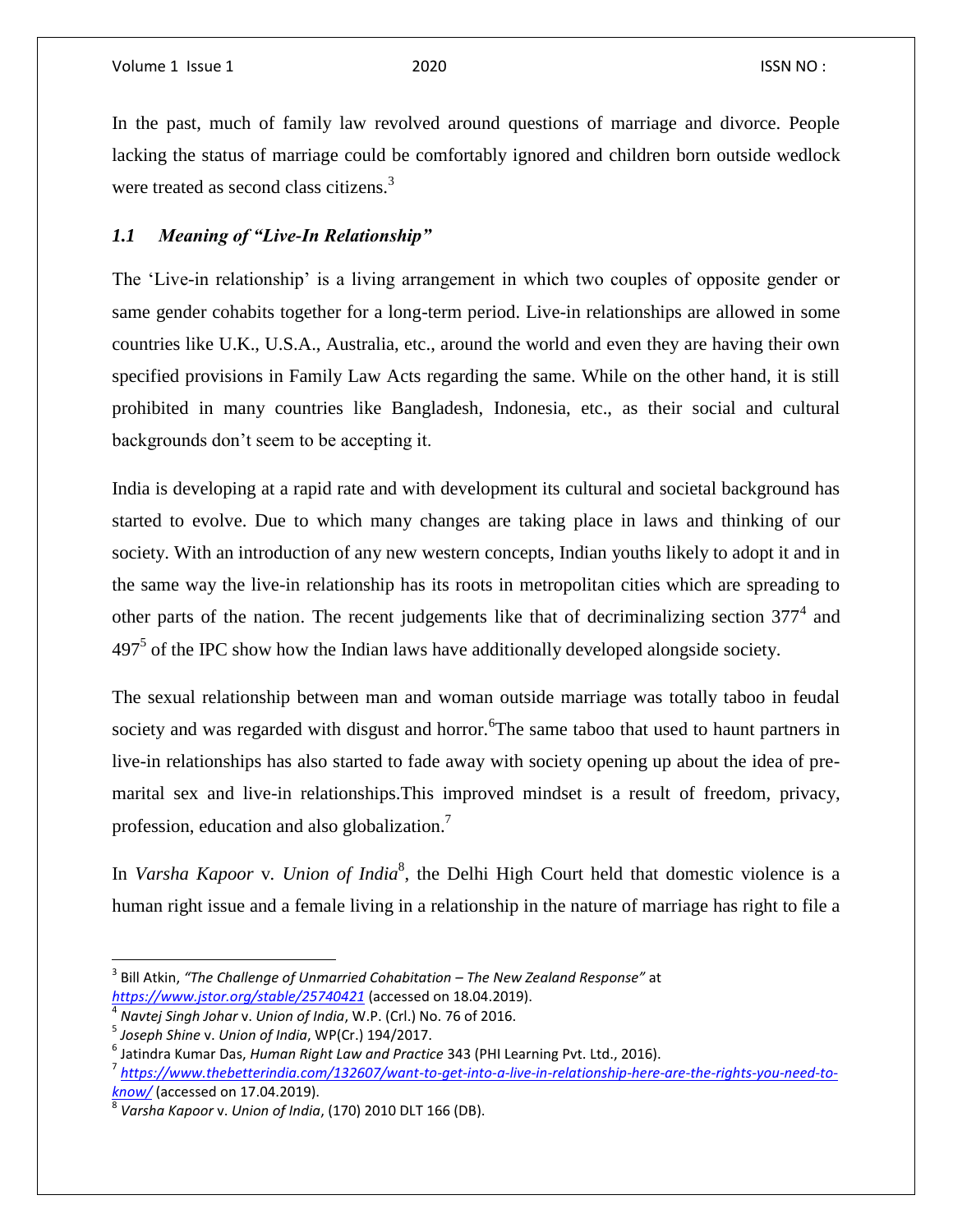In the past, much of family law revolved around questions of marriage and divorce. People lacking the status of marriage could be comfortably ignored and children born outside wedlock were treated as second class citizens.[3]

### *1.1 Meaning of "Live-In Relationship"*

The 'Live-in relationship' is a living arrangement in which two couples of opposite gender or same gender cohabits together for a long-term period. Live-in relationships are allowed in some countries like U.K., U.S.A., Australia, etc., around the world and even they are having their own specified provisions in Family Law Acts regarding the same. While on the other hand, it is still prohibited in many countries like Bangladesh, Indonesia, etc., as their social and cultural backgrounds don't seem to be accepting it.

India is developing at a rapid rate and with development its cultural and societal background has started to evolve. Due to which many changes are taking place in laws and thinking of our society. With an introduction of any new western concepts, Indian youths likely to adopt it and in the same way the live-in relationship has its roots in metropolitan cities which are spreading to other parts of the nation. The recent judgements like that of decriminalizing section 377[4] and 497[5] of the IPC show how the Indian laws have additionally developed alongside society.

The sexual relationship between man and woman outside marriage was totally taboo in feudal society and was regarded with disgust and horror.[6]The same taboo that used to haunt partners in live-in relationships has also started to fade away with society opening up about the idea of pre-marital sex and live-in relationships.This improved mindset is a result of freedom, privacy, profession, education and also globalization.[7]

In *Varsha Kapoor* v. *Union of India*[8], the Delhi High Court held that domestic violence is a human right issue and a female living in a relationship in the nature of marriage has right to file a

---

[3] Bill Atkin, *"The Challenge of Unmarried Cohabitation – The New Zealand Response"* at *https://www.jstor.org/stable/25740421* (accessed on 18.04.2019).

[4] *Navtej Singh Johar* v. *Union of India*, W.P. (Crl.) No. 76 of 2016.

[5] *Joseph Shine* v. *Union of India*, WP(Cr.) 194/2017.

[6] Jatindra Kumar Das, *Human Right Law and Practice* 343 (PHI Learning Pvt. Ltd., 2016).

[7] *https://www.thebetterindia.com/132607/want-to-get-into-a-live-in-relationship-here-are-the-rights-you-need-to-know/* (accessed on 17.04.2019).

[8] *Varsha Kapoor* v. *Union of India*, (170) 2010 DLT 166 (DB).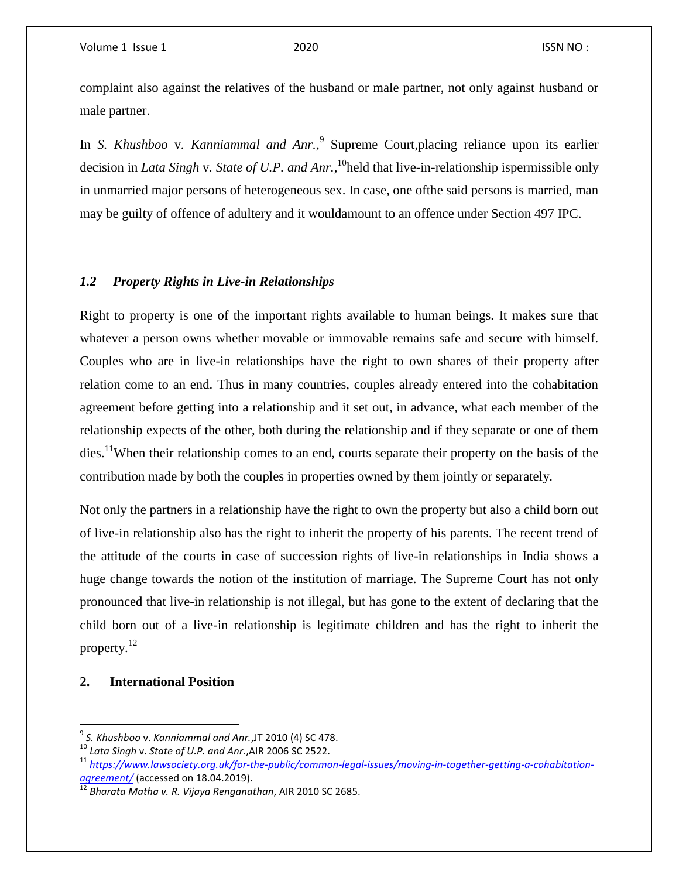complaint also against the relatives of the husband or male partner, not only against husband or male partner.

In *S. Khushboo* v. *Kanniammal and Anr.,*[9] Supreme Court,placing reliance upon its earlier decision in *Lata Singh* v. *State of U.P. and Anr.,*[10]held that live-in-relationship ispermissible only in unmarried major persons of heterogeneous sex. In case, one ofthe said persons is married, man may be guilty of offence of adultery and it wouldamount to an offence under Section 497 IPC.

### *1.2 Property Rights in Live-in Relationships*

Right to property is one of the important rights available to human beings. It makes sure that whatever a person owns whether movable or immovable remains safe and secure with himself. Couples who are in live-in relationships have the right to own shares of their property after relation come to an end. Thus in many countries, couples already entered into the cohabitation agreement before getting into a relationship and it set out, in advance, what each member of the relationship expects of the other, both during the relationship and if they separate or one of them dies.[11]When their relationship comes to an end, courts separate their property on the basis of the contribution made by both the couples in properties owned by them jointly or separately.

Not only the partners in a relationship have the right to own the property but also a child born out of live-in relationship also has the right to inherit the property of his parents. The recent trend of the attitude of the courts in case of succession rights of live-in relationships in India shows a huge change towards the notion of the institution of marriage. The Supreme Court has not only pronounced that live-in relationship is not illegal, but has gone to the extent of declaring that the child born out of a live-in relationship is legitimate children and has the right to inherit the property.[12]

## 2. International Position

---

[9] *S. Khushboo* v. *Kanniammal and Anr.*,JT 2010 (4) SC 478.

[10] *Lata Singh* v. *State of U.P. and Anr.*,AIR 2006 SC 2522.

[11] *https://www.lawsociety.org.uk/for-the-public/common-legal-issues/moving-in-together-getting-a-cohabitation-agreement/* (accessed on 18.04.2019).

[12] *Bharata Matha v. R. Vijaya Renganathan*, AIR 2010 SC 2685.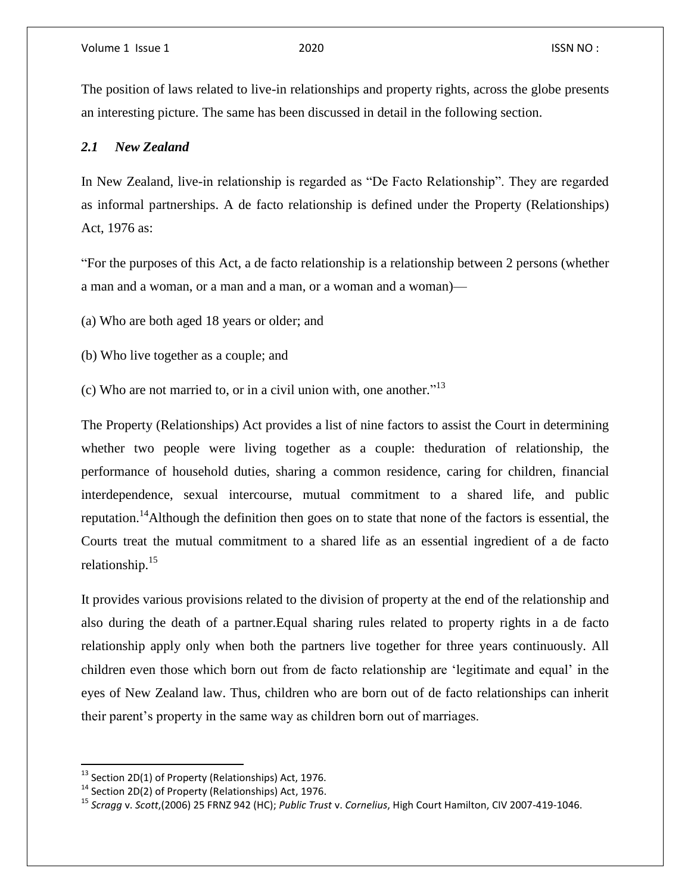The position of laws related to live-in relationships and property rights, across the globe presents an interesting picture. The same has been discussed in detail in the following section.

### *2.1 New Zealand*

In New Zealand, live-in relationship is regarded as "De Facto Relationship". They are regarded as informal partnerships. A de facto relationship is defined under the Property (Relationships) Act, 1976 as:

"For the purposes of this Act, a de facto relationship is a relationship between 2 persons (whether a man and a woman, or a man and a man, or a woman and a woman)—

(a) Who are both aged 18 years or older; and

(b) Who live together as a couple; and

(c) Who are not married to, or in a civil union with, one another."[13]

The Property (Relationships) Act provides a list of nine factors to assist the Court in determining whether two people were living together as a couple: theduration of relationship, the performance of household duties, sharing a common residence, caring for children, financial interdependence, sexual intercourse, mutual commitment to a shared life, and public reputation.[14]Although the definition then goes on to state that none of the factors is essential, the Courts treat the mutual commitment to a shared life as an essential ingredient of a de facto relationship.[15]

It provides various provisions related to the division of property at the end of the relationship and also during the death of a partner.Equal sharing rules related to property rights in a de facto relationship apply only when both the partners live together for three years continuously. All children even those which born out from de facto relationship are 'legitimate and equal' in the eyes of New Zealand law. Thus, children who are born out of de facto relationships can inherit their parent's property in the same way as children born out of marriages.

---

[13] Section 2D(1) of Property (Relationships) Act, 1976.

[14] Section 2D(2) of Property (Relationships) Act, 1976.

[15] *Scragg* v. *Scott*,(2006) 25 FRNZ 942 (HC); *Public Trust* v. *Cornelius*, High Court Hamilton, CIV 2007-419-1046.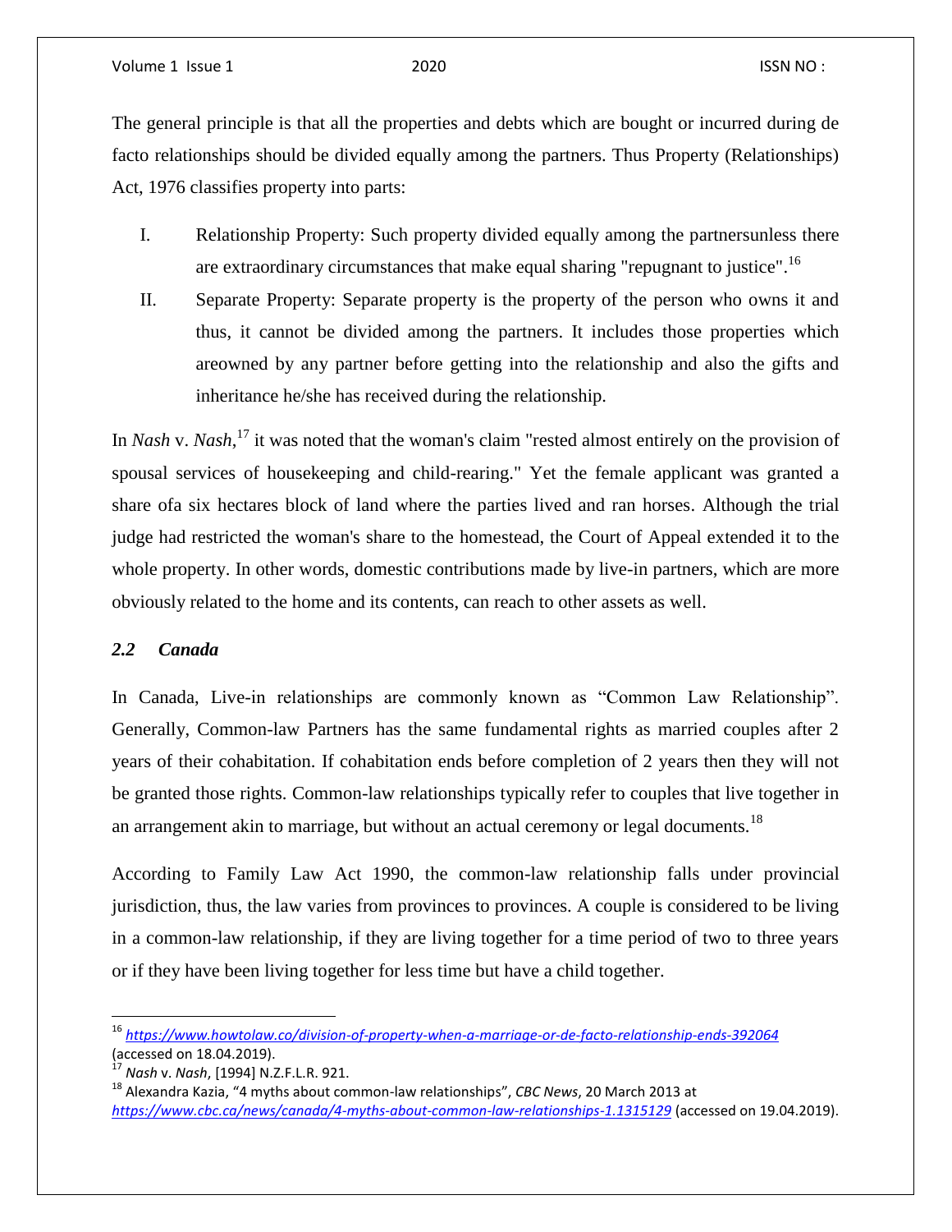The general principle is that all the properties and debts which are bought or incurred during de facto relationships should be divided equally among the partners. Thus Property (Relationships) Act, 1976 classifies property into parts:

I. Relationship Property: Such property divided equally among the partnersunless there are extraordinary circumstances that make equal sharing "repugnant to justice".[16]

II. Separate Property: Separate property is the property of the person who owns it and thus, it cannot be divided among the partners. It includes those properties which areowned by any partner before getting into the relationship and also the gifts and inheritance he/she has received during the relationship.

In *Nash* v. *Nash*,[17] it was noted that the woman's claim "rested almost entirely on the provision of spousal services of housekeeping and child-rearing." Yet the female applicant was granted a share ofa six hectares block of land where the parties lived and ran horses. Although the trial judge had restricted the woman's share to the homestead, the Court of Appeal extended it to the whole property. In other words, domestic contributions made by live-in partners, which are more obviously related to the home and its contents, can reach to other assets as well.

### *2.2 Canada*

In Canada, Live-in relationships are commonly known as "Common Law Relationship". Generally, Common-law Partners has the same fundamental rights as married couples after 2 years of their cohabitation. If cohabitation ends before completion of 2 years then they will not be granted those rights. Common-law relationships typically refer to couples that live together in an arrangement akin to marriage, but without an actual ceremony or legal documents.[18]

According to Family Law Act 1990, the common-law relationship falls under provincial jurisdiction, thus, the law varies from provinces to provinces. A couple is considered to be living in a common-law relationship, if they are living together for a time period of two to three years or if they have been living together for less time but have a child together.

---

[16] *https://www.howtolaw.co/division-of-property-when-a-marriage-or-de-facto-relationship-ends-392064* (accessed on 18.04.2019).

[17] *Nash* v. *Nash*, [1994] N.Z.F.L.R. 921.

[18] Alexandra Kazia, "4 myths about common-law relationships", *CBC News*, 20 March 2013 at *https://www.cbc.ca/news/canada/4-myths-about-common-law-relationships-1.1315129* (accessed on 19.04.2019).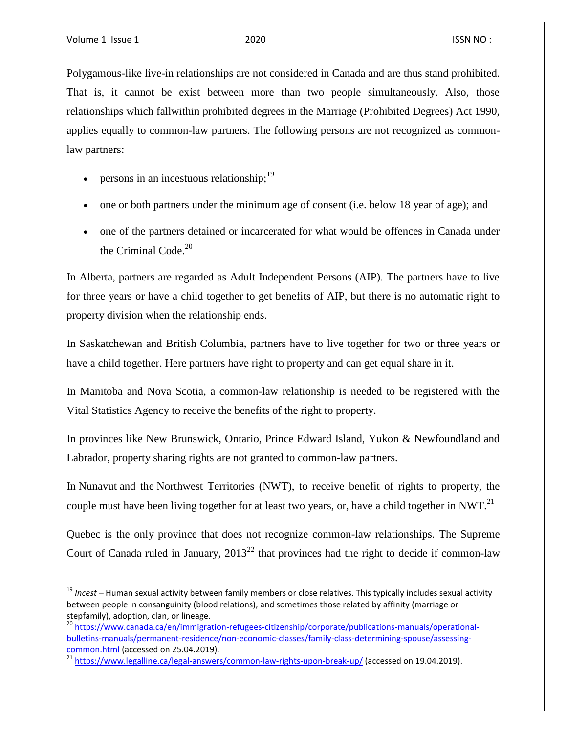Polygamous-like live-in relationships are not considered in Canada and are thus stand prohibited. That is, it cannot be exist between more than two people simultaneously. Also, those relationships which fallwithin prohibited degrees in the Marriage (Prohibited Degrees) Act 1990, applies equally to common-law partners. The following persons are not recognized as common-law partners:

- persons in an incestuous relationship;[19]
- one or both partners under the minimum age of consent (i.e. below 18 year of age); and
- one of the partners detained or incarcerated for what would be offences in Canada under the Criminal Code.[20]

In Alberta, partners are regarded as Adult Independent Persons (AIP). The partners have to live for three years or have a child together to get benefits of AIP, but there is no automatic right to property division when the relationship ends.

In Saskatchewan and British Columbia, partners have to live together for two or three years or have a child together. Here partners have right to property and can get equal share in it.

In Manitoba and Nova Scotia, a common-law relationship is needed to be registered with the Vital Statistics Agency to receive the benefits of the right to property.

In provinces like New Brunswick, Ontario, Prince Edward Island, Yukon & Newfoundland and Labrador, property sharing rights are not granted to common-law partners.

In Nunavut and the Northwest Territories (NWT), to receive benefit of rights to property, the couple must have been living together for at least two years, or, have a child together in NWT.[21]

Quebec is the only province that does not recognize common-law relationships. The Supreme Court of Canada ruled in January, 2013[22] that provinces had the right to decide if common-law

---

[19] *Incest* – Human sexual activity between family members or close relatives. This typically includes sexual activity between people in consanguinity (blood relations), and sometimes those related by affinity (marriage or stepfamily), adoption, clan, or lineage.

[20] https://www.canada.ca/en/immigration-refugees-citizenship/corporate/publications-manuals/operational-bulletins-manuals/permanent-residence/non-economic-classes/family-class-determining-spouse/assessing-common.html (accessed on 25.04.2019).

[21] https://www.legalline.ca/legal-answers/common-law-rights-upon-break-up/ (accessed on 19.04.2019).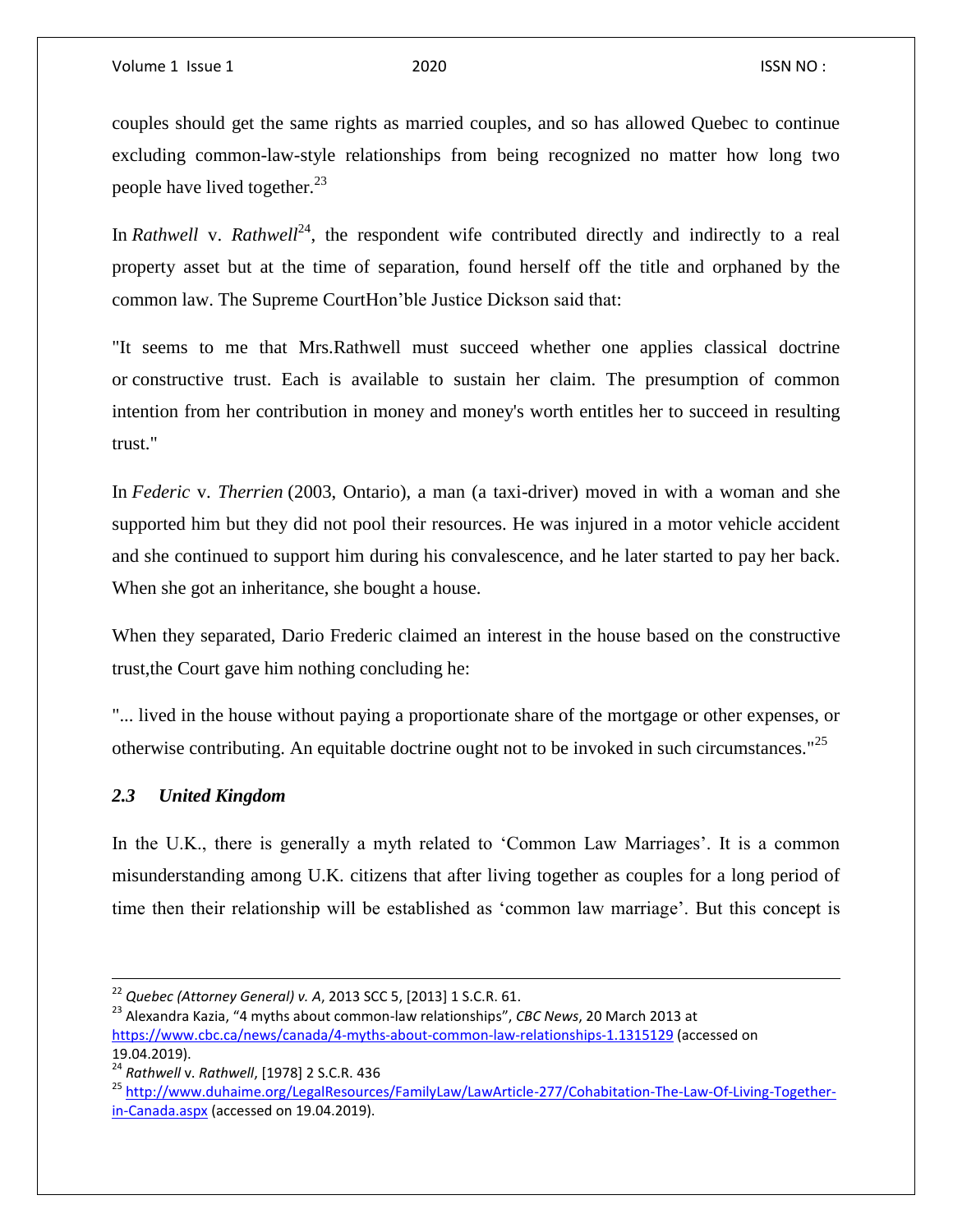couples should get the same rights as married couples, and so has allowed Quebec to continue excluding common-law-style relationships from being recognized no matter how long two people have lived together.[23]

In *Rathwell* v. *Rathwell*[24], the respondent wife contributed directly and indirectly to a real property asset but at the time of separation, found herself off the title and orphaned by the common law. The Supreme CourtHon'ble Justice Dickson said that:

"It seems to me that Mrs.Rathwell must succeed whether one applies classical doctrine or constructive trust. Each is available to sustain her claim. The presumption of common intention from her contribution in money and money's worth entitles her to succeed in resulting trust."

In *Federic* v. *Therrien* (2003, Ontario), a man (a taxi-driver) moved in with a woman and she supported him but they did not pool their resources. He was injured in a motor vehicle accident and she continued to support him during his convalescence, and he later started to pay her back. When she got an inheritance, she bought a house.

When they separated, Dario Frederic claimed an interest in the house based on the constructive trust,the Court gave him nothing concluding he:

"... lived in the house without paying a proportionate share of the mortgage or other expenses, or otherwise contributing. An equitable doctrine ought not to be invoked in such circumstances."[25]

### *2.3 United Kingdom*

In the U.K., there is generally a myth related to 'Common Law Marriages'. It is a common misunderstanding among U.K. citizens that after living together as couples for a long period of time then their relationship will be established as 'common law marriage'. But this concept is

---

[22] *Quebec (Attorney General) v. A*, 2013 SCC 5, [2013] 1 S.C.R. 61.

[23] Alexandra Kazia, "4 myths about common-law relationships", *CBC News*, 20 March 2013 at https://www.cbc.ca/news/canada/4-myths-about-common-law-relationships-1.1315129 (accessed on 19.04.2019).

[24] *Rathwell* v. *Rathwell*, [1978] 2 S.C.R. 436

[25] http://www.duhaime.org/LegalResources/FamilyLaw/LawArticle-277/Cohabitation-The-Law-Of-Living-Together-in-Canada.aspx (accessed on 19.04.2019).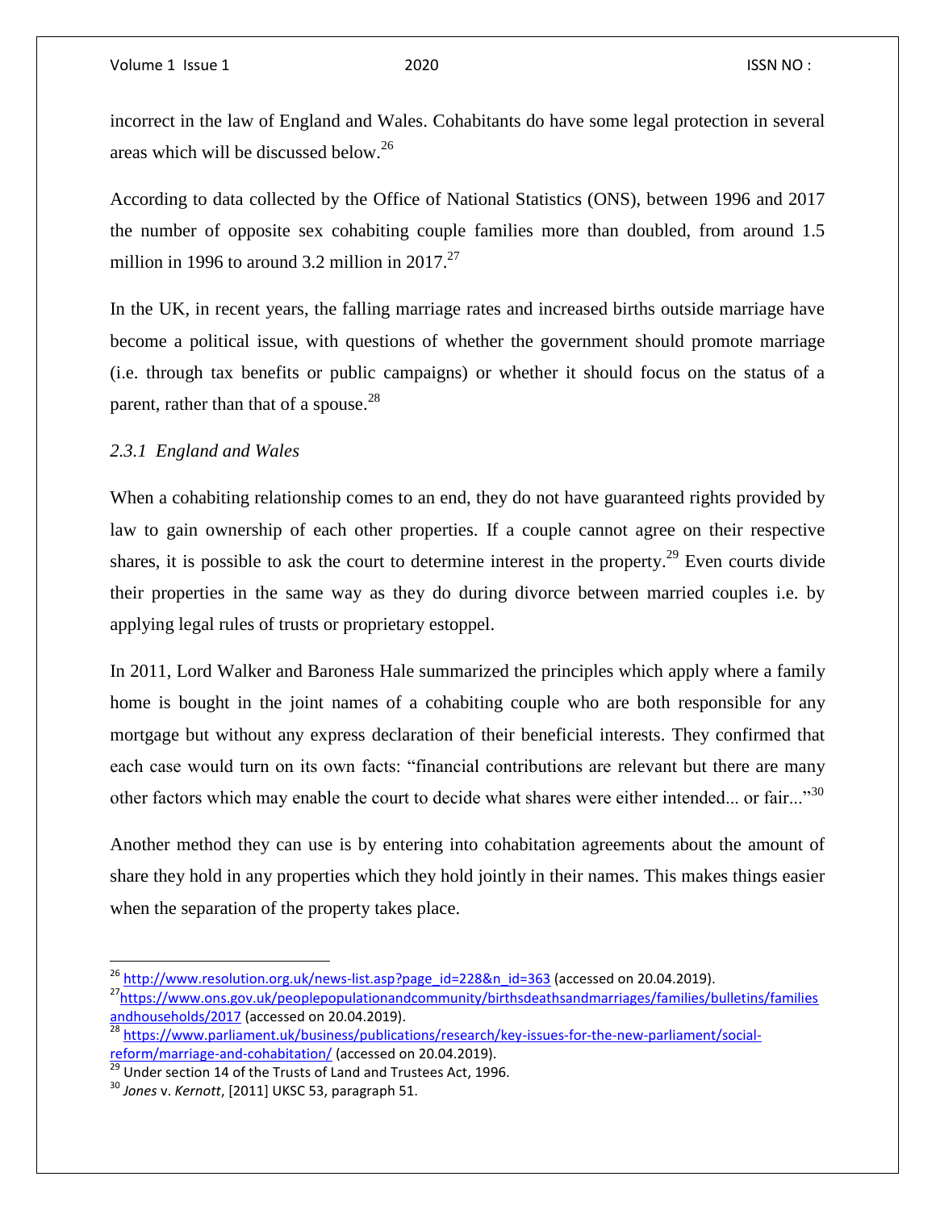incorrect in the law of England and Wales. Cohabitants do have some legal protection in several areas which will be discussed below.[26]

According to data collected by the Office of National Statistics (ONS), between 1996 and 2017 the number of opposite sex cohabiting couple families more than doubled, from around 1.5 million in 1996 to around 3.2 million in 2017.[27]

In the UK, in recent years, the falling marriage rates and increased births outside marriage have become a political issue, with questions of whether the government should promote marriage (i.e. through tax benefits or public campaigns) or whether it should focus on the status of a parent, rather than that of a spouse.[28]

### *2.3.1 England and Wales*

When a cohabiting relationship comes to an end, they do not have guaranteed rights provided by law to gain ownership of each other properties. If a couple cannot agree on their respective shares, it is possible to ask the court to determine interest in the property.[29] Even courts divide their properties in the same way as they do during divorce between married couples i.e. by applying legal rules of trusts or proprietary estoppel.

In 2011, Lord Walker and Baroness Hale summarized the principles which apply where a family home is bought in the joint names of a cohabiting couple who are both responsible for any mortgage but without any express declaration of their beneficial interests. They confirmed that each case would turn on its own facts: "financial contributions are relevant but there are many other factors which may enable the court to decide what shares were either intended... or fair..."[30]

Another method they can use is by entering into cohabitation agreements about the amount of share they hold in any properties which they hold jointly in their names. This makes things easier when the separation of the property takes place.

---

[26] http://www.resolution.org.uk/news-list.asp?page_id=228&n_id=363 (accessed on 20.04.2019).

[27] https://www.ons.gov.uk/peoplepopulationandcommunity/birthsdeathsandmarriages/families/bulletins/familiesandhouseholds/2017 (accessed on 20.04.2019).

[28] https://www.parliament.uk/business/publications/research/key-issues-for-the-new-parliament/social-reform/marriage-and-cohabitation/ (accessed on 20.04.2019).

[29] Under section 14 of the Trusts of Land and Trustees Act, 1996.

[30] *Jones* v. *Kernott*, [2011] UKSC 53, paragraph 51.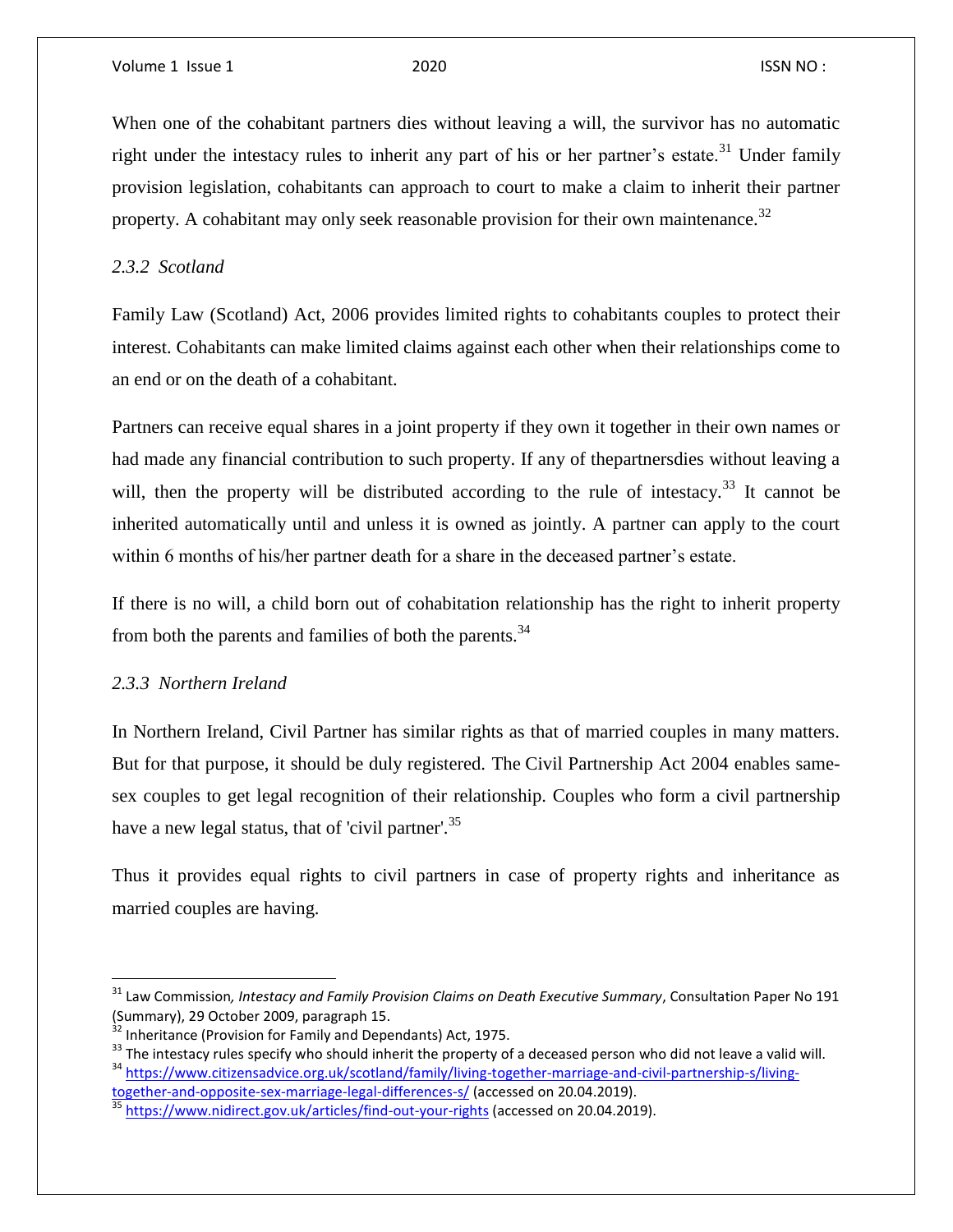When one of the cohabitant partners dies without leaving a will, the survivor has no automatic right under the intestacy rules to inherit any part of his or her partner's estate.[31] Under family provision legislation, cohabitants can approach to court to make a claim to inherit their partner property. A cohabitant may only seek reasonable provision for their own maintenance.[32]

### *2.3.2 Scotland*

Family Law (Scotland) Act, 2006 provides limited rights to cohabitants couples to protect their interest. Cohabitants can make limited claims against each other when their relationships come to an end or on the death of a cohabitant.

Partners can receive equal shares in a joint property if they own it together in their own names or had made any financial contribution to such property. If any of thepartnersdies without leaving a will, then the property will be distributed according to the rule of intestacy.[33] It cannot be inherited automatically until and unless it is owned as jointly. A partner can apply to the court within 6 months of his/her partner death for a share in the deceased partner's estate.

If there is no will, a child born out of cohabitation relationship has the right to inherit property from both the parents and families of both the parents.[34]

### *2.3.3 Northern Ireland*

In Northern Ireland, Civil Partner has similar rights as that of married couples in many matters. But for that purpose, it should be duly registered. The Civil Partnership Act 2004 enables same-sex couples to get legal recognition of their relationship. Couples who form a civil partnership have a new legal status, that of 'civil partner'.[35]

Thus it provides equal rights to civil partners in case of property rights and inheritance as married couples are having.

---

[31] Law Commission*, Intestacy and Family Provision Claims on Death Executive Summary*, Consultation Paper No 191 (Summary), 29 October 2009, paragraph 15.

[32] Inheritance (Provision for Family and Dependants) Act, 1975.

[33] The intestacy rules specify who should inherit the property of a deceased person who did not leave a valid will.

[34] https://www.citizensadvice.org.uk/scotland/family/living-together-marriage-and-civil-partnership-s/living-together-and-opposite-sex-marriage-legal-differences-s/ (accessed on 20.04.2019).

[35] https://www.nidirect.gov.uk/articles/find-out-your-rights (accessed on 20.04.2019).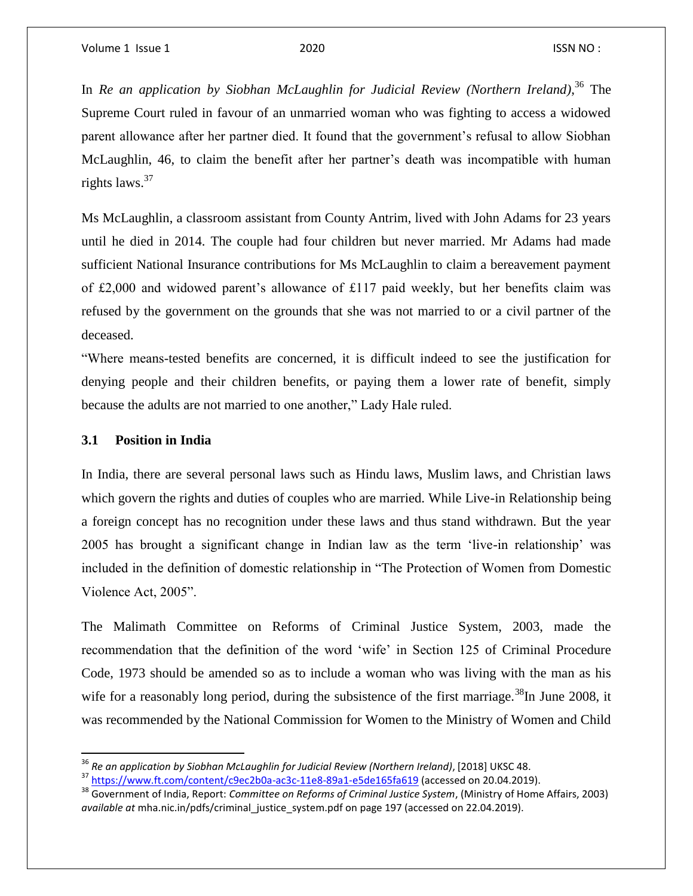In *Re an application by Siobhan McLaughlin for Judicial Review (Northern Ireland)*,[36] The Supreme Court ruled in favour of an unmarried woman who was fighting to access a widowed parent allowance after her partner died. It found that the government's refusal to allow Siobhan McLaughlin, 46, to claim the benefit after her partner's death was incompatible with human rights laws.[37]

Ms McLaughlin, a classroom assistant from County Antrim, lived with John Adams for 23 years until he died in 2014. The couple had four children but never married. Mr Adams had made sufficient National Insurance contributions for Ms McLaughlin to claim a bereavement payment of £2,000 and widowed parent's allowance of £117 paid weekly, but her benefits claim was refused by the government on the grounds that she was not married to or a civil partner of the deceased.

"Where means-tested benefits are concerned, it is difficult indeed to see the justification for denying people and their children benefits, or paying them a lower rate of benefit, simply because the adults are not married to one another," Lady Hale ruled.

### 3.1 Position in India

In India, there are several personal laws such as Hindu laws, Muslim laws, and Christian laws which govern the rights and duties of couples who are married. While Live-in Relationship being a foreign concept has no recognition under these laws and thus stand withdrawn. But the year 2005 has brought a significant change in Indian law as the term 'live-in relationship' was included in the definition of domestic relationship in "The Protection of Women from Domestic Violence Act, 2005".

The Malimath Committee on Reforms of Criminal Justice System, 2003, made the recommendation that the definition of the word 'wife' in Section 125 of Criminal Procedure Code, 1973 should be amended so as to include a woman who was living with the man as his wife for a reasonably long period, during the subsistence of the first marriage.[38]In June 2008, it was recommended by the National Commission for Women to the Ministry of Women and Child

---

[36] *Re an application by Siobhan McLaughlin for Judicial Review (Northern Ireland)*, [2018] UKSC 48.

[37] https://www.ft.com/content/c9ec2b0a-ac3c-11e8-89a1-e5de165fa619 (accessed on 20.04.2019).

[38] Government of India, Report: *Committee on Reforms of Criminal Justice System*, (Ministry of Home Affairs, 2003) *available at* mha.nic.in/pdfs/criminal_justice_system.pdf on page 197 (accessed on 22.04.2019).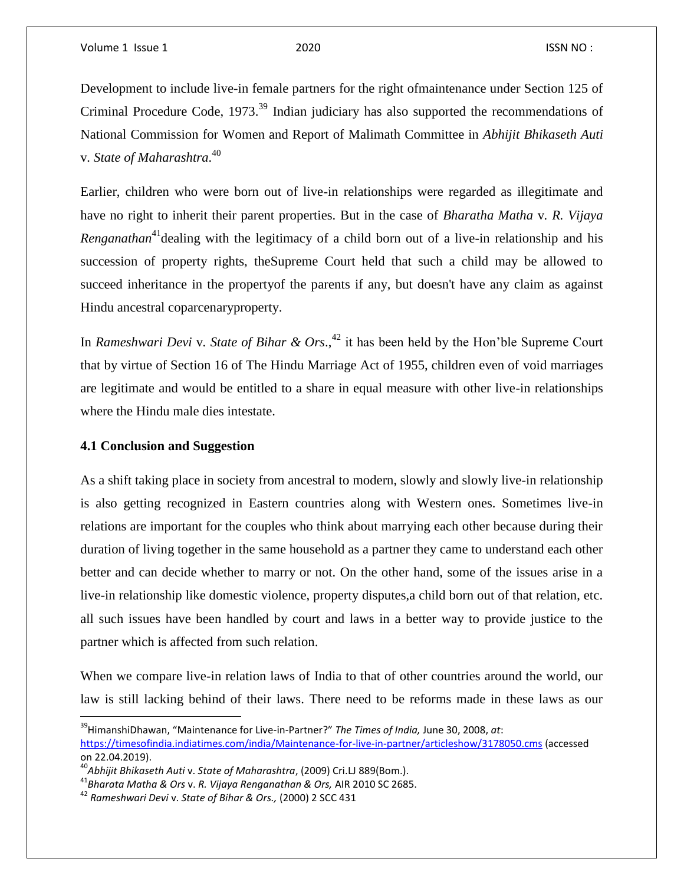Development to include live-in female partners for the right ofmaintenance under Section 125 of Criminal Procedure Code, 1973.[39] Indian judiciary has also supported the recommendations of National Commission for Women and Report of Malimath Committee in *Abhijit Bhikaseth Auti* v. *State of Maharashtra*.[40]

Earlier, children who were born out of live-in relationships were regarded as illegitimate and have no right to inherit their parent properties. But in the case of *Bharatha Matha* v. *R. Vijaya Renganathan*[41]dealing with the legitimacy of a child born out of a live-in relationship and his succession of property rights, theSupreme Court held that such a child may be allowed to succeed inheritance in the propertyof the parents if any, but doesn't have any claim as against Hindu ancestral coparcenaryproperty.

In *Rameshwari Devi* v. *State of Bihar & Ors*.,[42] it has been held by the Hon'ble Supreme Court that by virtue of Section 16 of The Hindu Marriage Act of 1955, children even of void marriages are legitimate and would be entitled to a share in equal measure with other live-in relationships where the Hindu male dies intestate.

**4.1 Conclusion and Suggestion**

As a shift taking place in society from ancestral to modern, slowly and slowly live-in relationship is also getting recognized in Eastern countries along with Western ones. Sometimes live-in relations are important for the couples who think about marrying each other because during their duration of living together in the same household as a partner they came to understand each other better and can decide whether to marry or not. On the other hand, some of the issues arise in a live-in relationship like domestic violence, property disputes,a child born out of that relation, etc. all such issues have been handled by court and laws in a better way to provide justice to the partner which is affected from such relation.

When we compare live-in relation laws of India to that of other countries around the world, our law is still lacking behind of their laws. There need to be reforms made in these laws as our

---

[39] HimanshiDhawan, "Maintenance for Live-in-Partner?" *The Times of India,* June 30, 2008, *at*: https://timesofindia.indiatimes.com/india/Maintenance-for-live-in-partner/articleshow/3178050.cms (accessed on 22.04.2019).

[40] *Abhijit Bhikaseth Auti* v. *State of Maharashtra*, (2009) Cri.LJ 889(Bom.).

[41] *Bharata Matha & Ors* v. *R. Vijaya Renganathan & Ors,* AIR 2010 SC 2685.

[42] *Rameshwari Devi* v. *State of Bihar & Ors.,* (2000) 2 SCC 431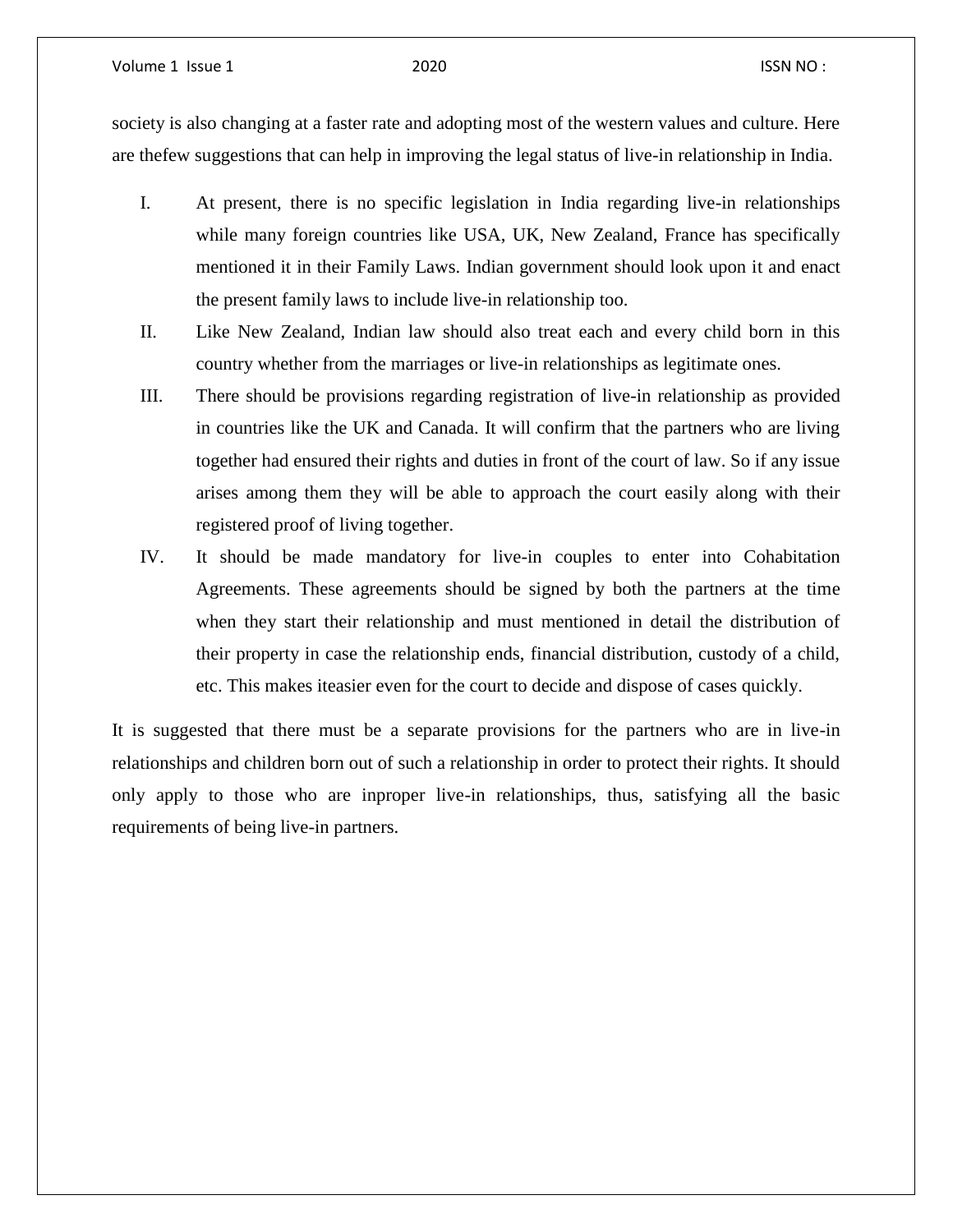society is also changing at a faster rate and adopting most of the western values and culture. Here are thefew suggestions that can help in improving the legal status of live-in relationship in India.

I. At present, there is no specific legislation in India regarding live-in relationships while many foreign countries like USA, UK, New Zealand, France has specifically mentioned it in their Family Laws. Indian government should look upon it and enact the present family laws to include live-in relationship too.

II. Like New Zealand, Indian law should also treat each and every child born in this country whether from the marriages or live-in relationships as legitimate ones.

III. There should be provisions regarding registration of live-in relationship as provided in countries like the UK and Canada. It will confirm that the partners who are living together had ensured their rights and duties in front of the court of law. So if any issue arises among them they will be able to approach the court easily along with their registered proof of living together.

IV. It should be made mandatory for live-in couples to enter into Cohabitation Agreements. These agreements should be signed by both the partners at the time when they start their relationship and must mentioned in detail the distribution of their property in case the relationship ends, financial distribution, custody of a child, etc. This makes iteasier even for the court to decide and dispose of cases quickly.

It is suggested that there must be a separate provisions for the partners who are in live-in relationships and children born out of such a relationship in order to protect their rights. It should only apply to those who are inproper live-in relationships, thus, satisfying all the basic requirements of being live-in partners.